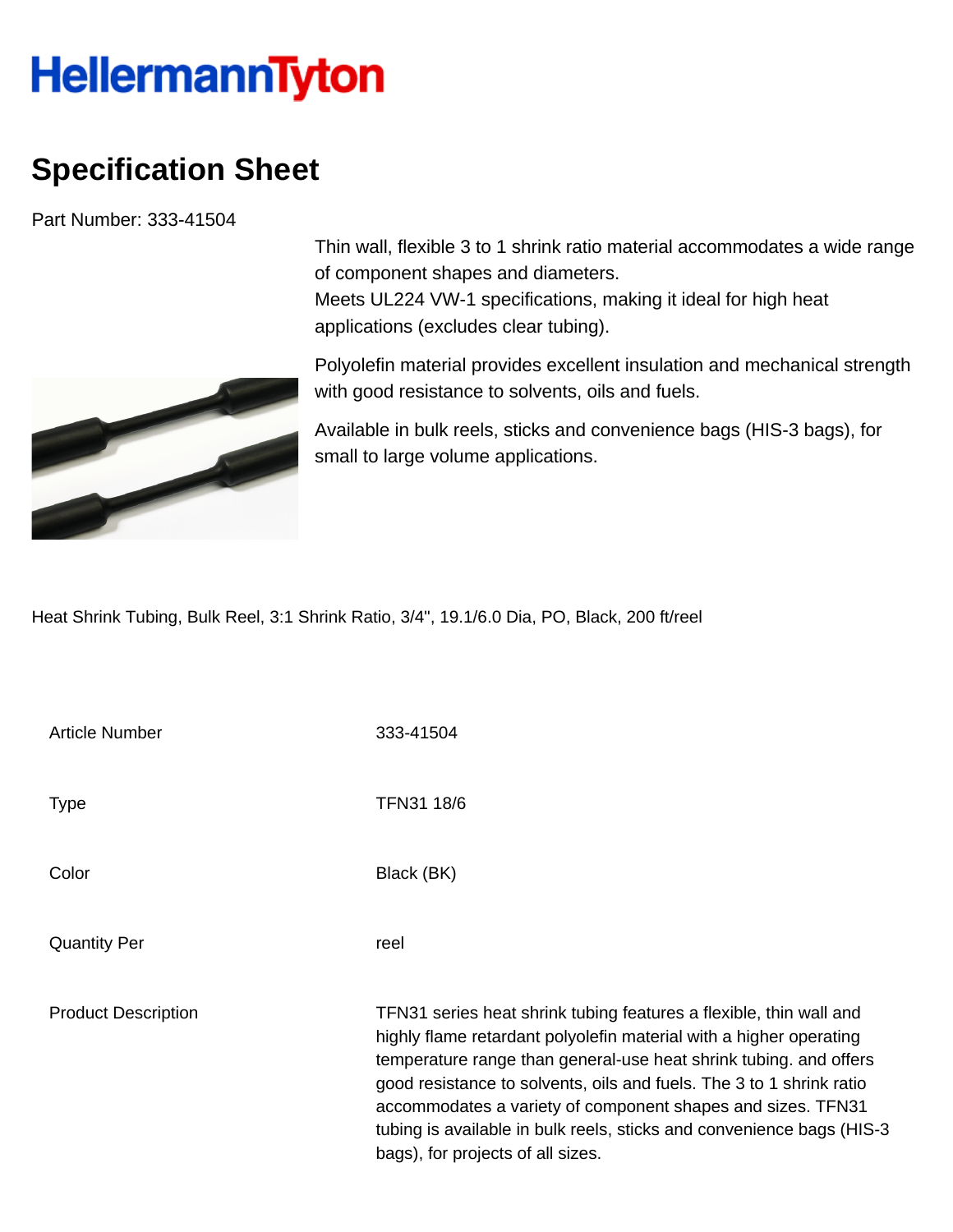HellermannTyton

# Specification Sheet

Part Number: 333-41504

Thin wall, flexible 3 to 1 shrink ratio material accommodates a wide range of component shapes and diameters.
Meets UL224 VW-1 specifications, making it ideal for high heat applications (excludes clear tubing).

Polyolefin material provides excellent insulation and mechanical strength with good resistance to solvents, oils and fuels.

Available in bulk reels, sticks and convenience bags (HIS-3 bags), for small to large volume applications.

Heat Shrink Tubing, Bulk Reel, 3:1 Shrink Ratio, 3/4", 19.1/6.0 Dia, PO, Black, 200 ft/reel

| | |
|---|---|
| Article Number | 333-41504 |
| Type | TFN31 18/6 |
| Color | Black (BK) |
| Quantity Per | reel |
| Product Description | TFN31 series heat shrink tubing features a flexible, thin wall and highly flame retardant polyolefin material with a higher operating temperature range than general-use heat shrink tubing. and offers good resistance to solvents, oils and fuels. The 3 to 1 shrink ratio accommodates a variety of component shapes and sizes. TFN31 tubing is available in bulk reels, sticks and convenience bags (HIS-3 bags), for projects of all sizes. |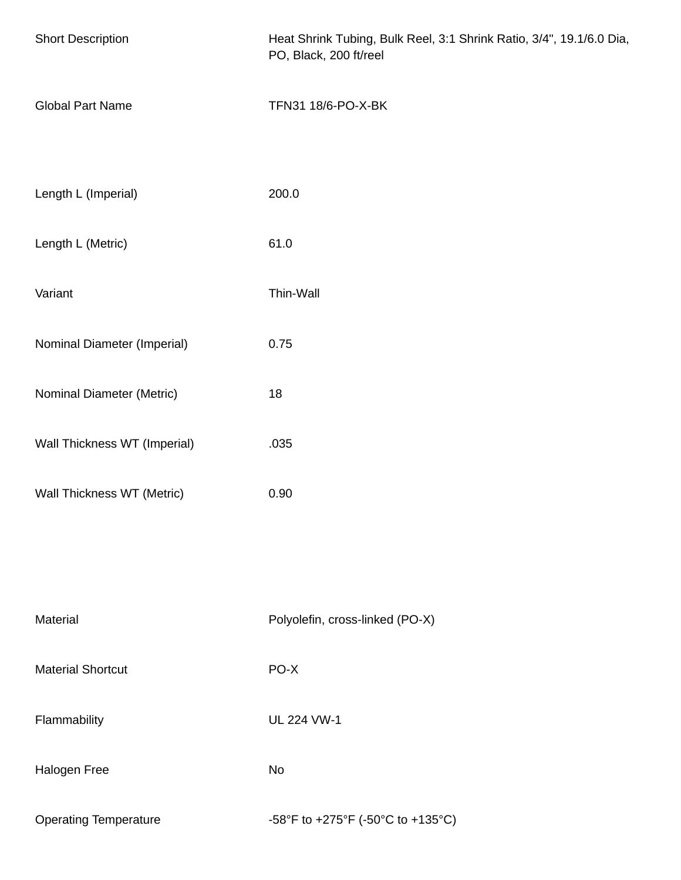| | |
|---|---|
| Short Description | Heat Shrink Tubing, Bulk Reel, 3:1 Shrink Ratio, 3/4", 19.1/6.0 Dia, PO, Black, 200 ft/reel |
| Global Part Name | TFN31 18/6-PO-X-BK |
| Length L (Imperial) | 200.0 |
| Length L (Metric) | 61.0 |
| Variant | Thin-Wall |
| Nominal Diameter (Imperial) | 0.75 |
| Nominal Diameter (Metric) | 18 |
| Wall Thickness WT (Imperial) | .035 |
| Wall Thickness WT (Metric) | 0.90 |
| Material | Polyolefin, cross-linked (PO-X) |
| Material Shortcut | PO-X |
| Flammability | UL 224 VW-1 |
| Halogen Free | No |
| Operating Temperature | -58°F to +275°F (-50°C to +135°C) |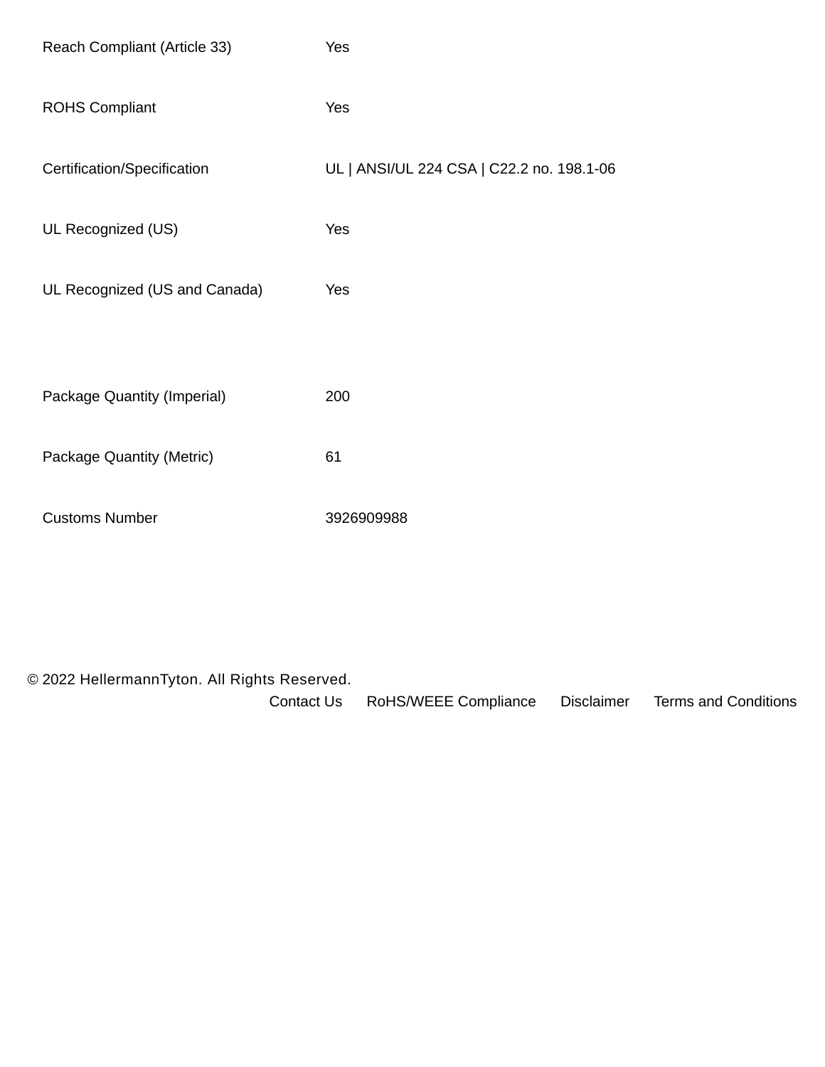| | |
|---|---|
| Reach Compliant (Article 33) | Yes |
| ROHS Compliant | Yes |
| Certification/Specification | UL \| ANSI/UL 224 CSA \| C22.2 no. 198.1-06 |
| UL Recognized (US) | Yes |
| UL Recognized (US and Canada) | Yes |

| | |
|---|---|
| Package Quantity (Imperial) | 200 |
| Package Quantity (Metric) | 61 |
| Customs Number | 3926909988 |

© 2022 HellermannTyton. All Rights Reserved.

Contact Us RoHS/WEEE Compliance Disclaimer Terms and Conditions